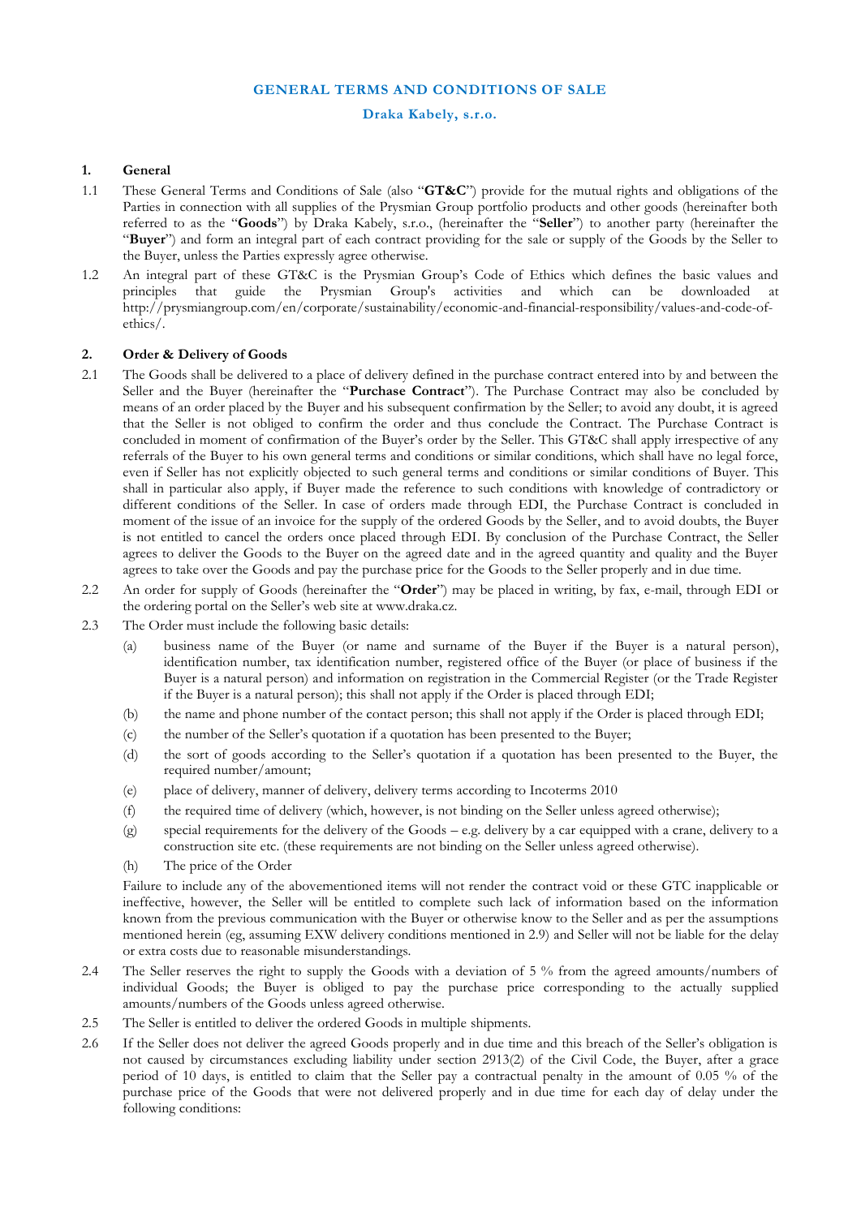# GENERAL TERMS AND CONDITIONS OF SALE

**Draka Kabely, s.r.o.**

## 1. General

1.1 These General Terms and Conditions of Sale (also "**GT&C**") provide for the mutual rights and obligations of the Parties in connection with all supplies of the Prysmian Group portfolio products and other goods (hereinafter both referred to as the "**Goods**") by Draka Kabely, s.r.o., (hereinafter the "**Seller**") to another party (hereinafter the "**Buyer**") and form an integral part of each contract providing for the sale or supply of the Goods by the Seller to the Buyer, unless the Parties expressly agree otherwise.

1.2 An integral part of these GT&C is the Prysmian Group's Code of Ethics which defines the basic values and principles that guide the Prysmian Group's activities and which can be downloaded at http://prysmiangroup.com/en/corporate/sustainability/economic-and-financial-responsibility/values-and-code-of-ethics/.

## 2. Order & Delivery of Goods

2.1 The Goods shall be delivered to a place of delivery defined in the purchase contract entered into by and between the Seller and the Buyer (hereinafter the "**Purchase Contract**"). The Purchase Contract may also be concluded by means of an order placed by the Buyer and his subsequent confirmation by the Seller; to avoid any doubt, it is agreed that the Seller is not obliged to confirm the order and thus conclude the Contract. The Purchase Contract is concluded in moment of confirmation of the Buyer's order by the Seller. This GT&C shall apply irrespective of any referrals of the Buyer to his own general terms and conditions or similar conditions, which shall have no legal force, even if Seller has not explicitly objected to such general terms and conditions or similar conditions of Buyer. This shall in particular also apply, if Buyer made the reference to such conditions with knowledge of contradictory or different conditions of the Seller. In case of orders made through EDI, the Purchase Contract is concluded in moment of the issue of an invoice for the supply of the ordered Goods by the Seller, and to avoid doubts, the Buyer is not entitled to cancel the orders once placed through EDI. By conclusion of the Purchase Contract, the Seller agrees to deliver the Goods to the Buyer on the agreed date and in the agreed quantity and quality and the Buyer agrees to take over the Goods and pay the purchase price for the Goods to the Seller properly and in due time.

2.2 An order for supply of Goods (hereinafter the "**Order**") may be placed in writing, by fax, e-mail, through EDI or the ordering portal on the Seller's web site at www.draka.cz.

2.3 The Order must include the following basic details:

- (a) business name of the Buyer (or name and surname of the Buyer if the Buyer is a natural person), identification number, tax identification number, registered office of the Buyer (or place of business if the Buyer is a natural person) and information on registration in the Commercial Register (or the Trade Register if the Buyer is a natural person); this shall not apply if the Order is placed through EDI;
- (b) the name and phone number of the contact person; this shall not apply if the Order is placed through EDI;
- (c) the number of the Seller's quotation if a quotation has been presented to the Buyer;
- (d) the sort of goods according to the Seller's quotation if a quotation has been presented to the Buyer, the required number/amount;
- (e) place of delivery, manner of delivery, delivery terms according to Incoterms 2010
- (f) the required time of delivery (which, however, is not binding on the Seller unless agreed otherwise);
- (g) special requirements for the delivery of the Goods – e.g. delivery by a car equipped with a crane, delivery to a construction site etc. (these requirements are not binding on the Seller unless agreed otherwise).
- (h) The price of the Order

Failure to include any of the abovementioned items will not render the contract void or these GTC inapplicable or ineffective, however, the Seller will be entitled to complete such lack of information based on the information known from the previous communication with the Buyer or otherwise know to the Seller and as per the assumptions mentioned herein (eg, assuming EXW delivery conditions mentioned in 2.9) and Seller will not be liable for the delay or extra costs due to reasonable misunderstandings.

2.4 The Seller reserves the right to supply the Goods with a deviation of 5 % from the agreed amounts/numbers of individual Goods; the Buyer is obliged to pay the purchase price corresponding to the actually supplied amounts/numbers of the Goods unless agreed otherwise.

2.5 The Seller is entitled to deliver the ordered Goods in multiple shipments.

2.6 If the Seller does not deliver the agreed Goods properly and in due time and this breach of the Seller's obligation is not caused by circumstances excluding liability under section 2913(2) of the Civil Code, the Buyer, after a grace period of 10 days, is entitled to claim that the Seller pay a contractual penalty in the amount of 0.05 % of the purchase price of the Goods that were not delivered properly and in due time for each day of delay under the following conditions: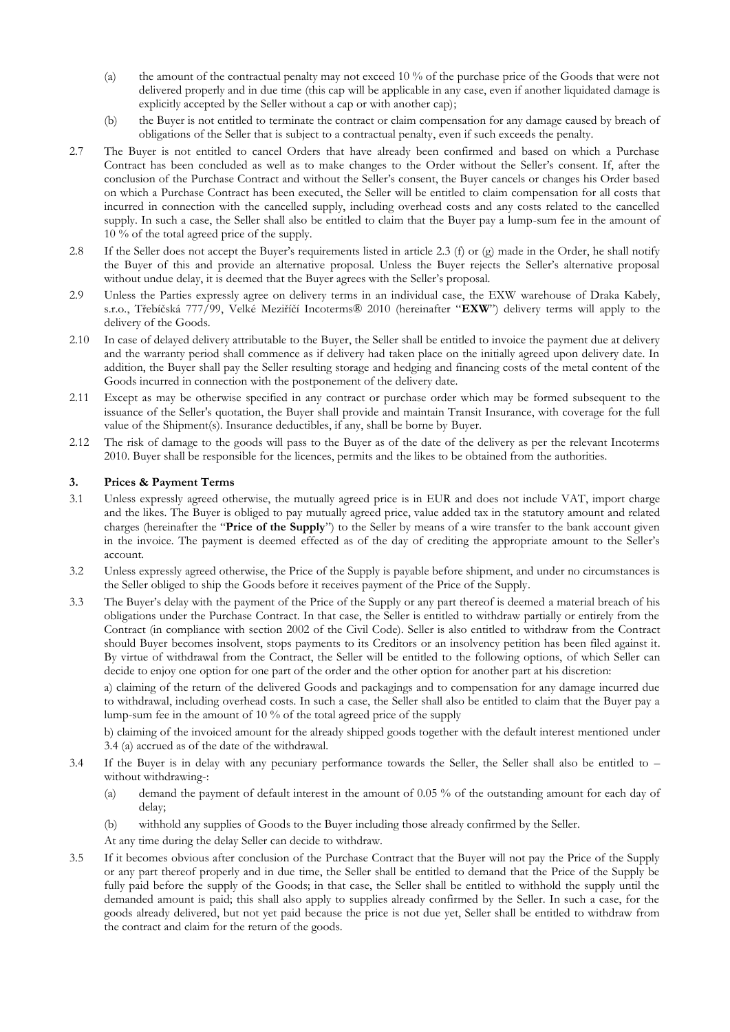(a) the amount of the contractual penalty may not exceed 10 % of the purchase price of the Goods that were not delivered properly and in due time (this cap will be applicable in any case, even if another liquidated damage is explicitly accepted by the Seller without a cap or with another cap);

(b) the Buyer is not entitled to terminate the contract or claim compensation for any damage caused by breach of obligations of the Seller that is subject to a contractual penalty, even if such exceeds the penalty.

2.7 The Buyer is not entitled to cancel Orders that have already been confirmed and based on which a Purchase Contract has been concluded as well as to make changes to the Order without the Seller's consent. If, after the conclusion of the Purchase Contract and without the Seller's consent, the Buyer cancels or changes his Order based on which a Purchase Contract has been executed, the Seller will be entitled to claim compensation for all costs that incurred in connection with the cancelled supply, including overhead costs and any costs related to the cancelled supply. In such a case, the Seller shall also be entitled to claim that the Buyer pay a lump-sum fee in the amount of 10 % of the total agreed price of the supply.

2.8 If the Seller does not accept the Buyer's requirements listed in article 2.3 (f) or (g) made in the Order, he shall notify the Buyer of this and provide an alternative proposal. Unless the Buyer rejects the Seller's alternative proposal without undue delay, it is deemed that the Buyer agrees with the Seller's proposal.

2.9 Unless the Parties expressly agree on delivery terms in an individual case, the EXW warehouse of Draka Kabely, s.r.o., Třebíčská 777/99, Velké Meziříčí Incoterms® 2010 (hereinafter "**EXW**") delivery terms will apply to the delivery of the Goods.

2.10 In case of delayed delivery attributable to the Buyer, the Seller shall be entitled to invoice the payment due at delivery and the warranty period shall commence as if delivery had taken place on the initially agreed upon delivery date. In addition, the Buyer shall pay the Seller resulting storage and hedging and financing costs of the metal content of the Goods incurred in connection with the postponement of the delivery date.

2.11 Except as may be otherwise specified in any contract or purchase order which may be formed subsequent to the issuance of the Seller's quotation, the Buyer shall provide and maintain Transit Insurance, with coverage for the full value of the Shipment(s). Insurance deductibles, if any, shall be borne by Buyer.

2.12 The risk of damage to the goods will pass to the Buyer as of the date of the delivery as per the relevant Incoterms 2010. Buyer shall be responsible for the licences, permits and the likes to be obtained from the authorities.

## 3. Prices & Payment Terms

3.1 Unless expressly agreed otherwise, the mutually agreed price is in EUR and does not include VAT, import charge and the likes. The Buyer is obliged to pay mutually agreed price, value added tax in the statutory amount and related charges (hereinafter the "**Price of the Supply**") to the Seller by means of a wire transfer to the bank account given in the invoice. The payment is deemed effected as of the day of crediting the appropriate amount to the Seller's account.

3.2 Unless expressly agreed otherwise, the Price of the Supply is payable before shipment, and under no circumstances is the Seller obliged to ship the Goods before it receives payment of the Price of the Supply.

3.3 The Buyer's delay with the payment of the Price of the Supply or any part thereof is deemed a material breach of his obligations under the Purchase Contract. In that case, the Seller is entitled to withdraw partially or entirely from the Contract (in compliance with section 2002 of the Civil Code). Seller is also entitled to withdraw from the Contract should Buyer becomes insolvent, stops payments to its Creditors or an insolvency petition has been filed against it. By virtue of withdrawal from the Contract, the Seller will be entitled to the following options, of which Seller can decide to enjoy one option for one part of the order and the other option for another part at his discretion:

a) claiming of the return of the delivered Goods and packagings and to compensation for any damage incurred due to withdrawal, including overhead costs. In such a case, the Seller shall also be entitled to claim that the Buyer pay a lump-sum fee in the amount of 10 % of the total agreed price of the supply

b) claiming of the invoiced amount for the already shipped goods together with the default interest mentioned under 3.4 (a) accrued as of the date of the withdrawal.

3.4 If the Buyer is in delay with any pecuniary performance towards the Seller, the Seller shall also be entitled to – without withdrawing-:

(a) demand the payment of default interest in the amount of 0.05 % of the outstanding amount for each day of delay;

(b) withhold any supplies of Goods to the Buyer including those already confirmed by the Seller.

At any time during the delay Seller can decide to withdraw.

3.5 If it becomes obvious after conclusion of the Purchase Contract that the Buyer will not pay the Price of the Supply or any part thereof properly and in due time, the Seller shall be entitled to demand that the Price of the Supply be fully paid before the supply of the Goods; in that case, the Seller shall be entitled to withhold the supply until the demanded amount is paid; this shall also apply to supplies already confirmed by the Seller. In such a case, for the goods already delivered, but not yet paid because the price is not due yet, Seller shall be entitled to withdraw from the contract and claim for the return of the goods.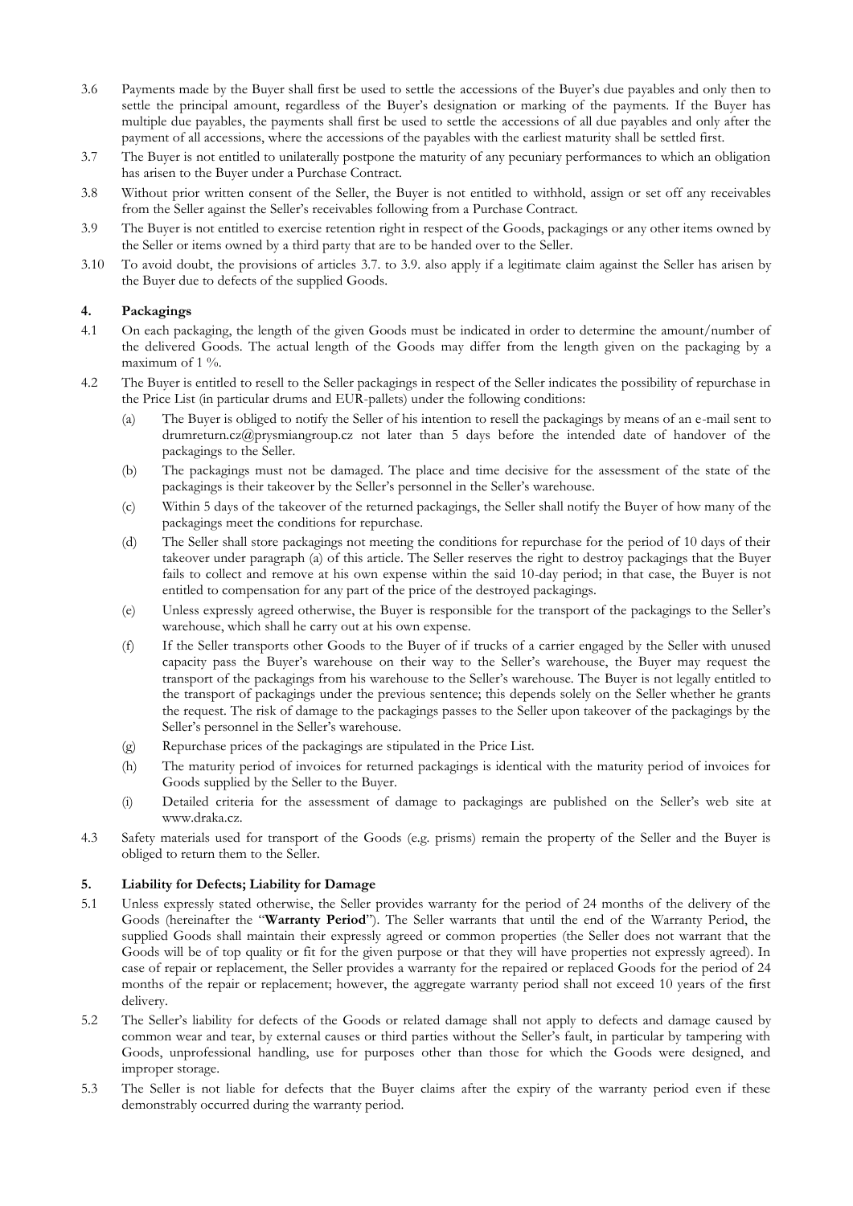3.6 Payments made by the Buyer shall first be used to settle the accessions of the Buyer's due payables and only then to settle the principal amount, regardless of the Buyer's designation or marking of the payments. If the Buyer has multiple due payables, the payments shall first be used to settle the accessions of all due payables and only after the payment of all accessions, where the accessions of the payables with the earliest maturity shall be settled first.

3.7 The Buyer is not entitled to unilaterally postpone the maturity of any pecuniary performances to which an obligation has arisen to the Buyer under a Purchase Contract.

3.8 Without prior written consent of the Seller, the Buyer is not entitled to withhold, assign or set off any receivables from the Seller against the Seller's receivables following from a Purchase Contract.

3.9 The Buyer is not entitled to exercise retention right in respect of the Goods, packagings or any other items owned by the Seller or items owned by a third party that are to be handed over to the Seller.

3.10 To avoid doubt, the provisions of articles 3.7. to 3.9. also apply if a legitimate claim against the Seller has arisen by the Buyer due to defects of the supplied Goods.

## 4. Packagings

4.1 On each packaging, the length of the given Goods must be indicated in order to determine the amount/number of the delivered Goods. The actual length of the Goods may differ from the length given on the packaging by a maximum of 1 %.

4.2 The Buyer is entitled to resell to the Seller packagings in respect of the Seller indicates the possibility of repurchase in the Price List (in particular drums and EUR-pallets) under the following conditions:

(a) The Buyer is obliged to notify the Seller of his intention to resell the packagings by means of an e-mail sent to drumreturn.cz@prysmiangroup.cz not later than 5 days before the intended date of handover of the packagings to the Seller.

(b) The packagings must not be damaged. The place and time decisive for the assessment of the state of the packagings is their takeover by the Seller's personnel in the Seller's warehouse.

(c) Within 5 days of the takeover of the returned packagings, the Seller shall notify the Buyer of how many of the packagings meet the conditions for repurchase.

(d) The Seller shall store packagings not meeting the conditions for repurchase for the period of 10 days of their takeover under paragraph (a) of this article. The Seller reserves the right to destroy packagings that the Buyer fails to collect and remove at his own expense within the said 10-day period; in that case, the Buyer is not entitled to compensation for any part of the price of the destroyed packagings.

(e) Unless expressly agreed otherwise, the Buyer is responsible for the transport of the packagings to the Seller's warehouse, which shall he carry out at his own expense.

(f) If the Seller transports other Goods to the Buyer of if trucks of a carrier engaged by the Seller with unused capacity pass the Buyer's warehouse on their way to the Seller's warehouse, the Buyer may request the transport of the packagings from his warehouse to the Seller's warehouse. The Buyer is not legally entitled to the transport of packagings under the previous sentence; this depends solely on the Seller whether he grants the request. The risk of damage to the packagings passes to the Seller upon takeover of the packagings by the Seller's personnel in the Seller's warehouse.

(g) Repurchase prices of the packagings are stipulated in the Price List.

(h) The maturity period of invoices for returned packagings is identical with the maturity period of invoices for Goods supplied by the Seller to the Buyer.

(i) Detailed criteria for the assessment of damage to packagings are published on the Seller's web site at www.draka.cz.

4.3 Safety materials used for transport of the Goods (e.g. prisms) remain the property of the Seller and the Buyer is obliged to return them to the Seller.

## 5. Liability for Defects; Liability for Damage

5.1 Unless expressly stated otherwise, the Seller provides warranty for the period of 24 months of the delivery of the Goods (hereinafter the "**Warranty Period**"). The Seller warrants that until the end of the Warranty Period, the supplied Goods shall maintain their expressly agreed or common properties (the Seller does not warrant that the Goods will be of top quality or fit for the given purpose or that they will have properties not expressly agreed). In case of repair or replacement, the Seller provides a warranty for the repaired or replaced Goods for the period of 24 months of the repair or replacement; however, the aggregate warranty period shall not exceed 10 years of the first delivery.

5.2 The Seller's liability for defects of the Goods or related damage shall not apply to defects and damage caused by common wear and tear, by external causes or third parties without the Seller's fault, in particular by tampering with Goods, unprofessional handling, use for purposes other than those for which the Goods were designed, and improper storage.

5.3 The Seller is not liable for defects that the Buyer claims after the expiry of the warranty period even if these demonstrably occurred during the warranty period.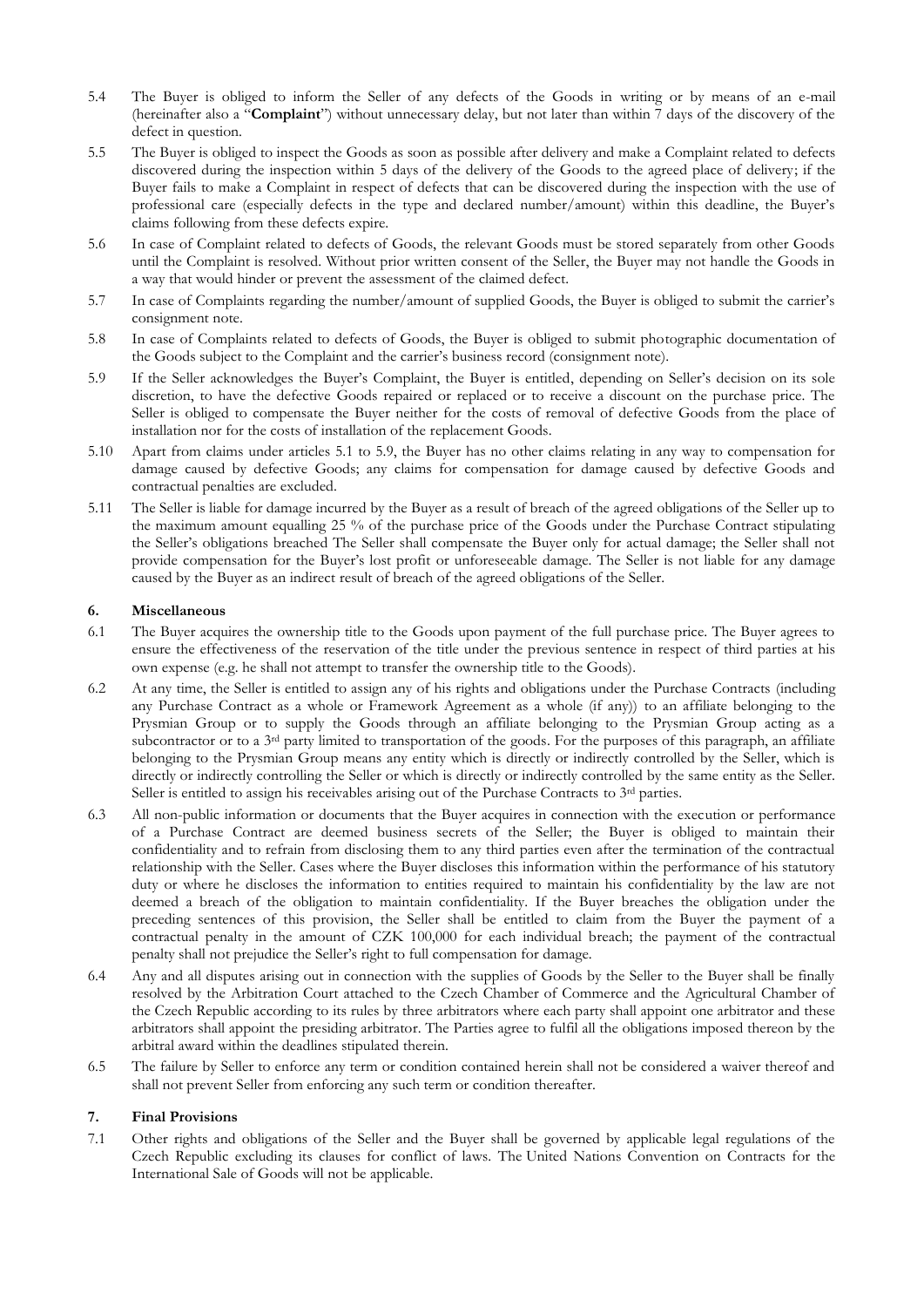5.4 The Buyer is obliged to inform the Seller of any defects of the Goods in writing or by means of an e-mail (hereinafter also a "**Complaint**") without unnecessary delay, but not later than within 7 days of the discovery of the defect in question.

5.5 The Buyer is obliged to inspect the Goods as soon as possible after delivery and make a Complaint related to defects discovered during the inspection within 5 days of the delivery of the Goods to the agreed place of delivery; if the Buyer fails to make a Complaint in respect of defects that can be discovered during the inspection with the use of professional care (especially defects in the type and declared number/amount) within this deadline, the Buyer's claims following from these defects expire.

5.6 In case of Complaint related to defects of Goods, the relevant Goods must be stored separately from other Goods until the Complaint is resolved. Without prior written consent of the Seller, the Buyer may not handle the Goods in a way that would hinder or prevent the assessment of the claimed defect.

5.7 In case of Complaints regarding the number/amount of supplied Goods, the Buyer is obliged to submit the carrier's consignment note.

5.8 In case of Complaints related to defects of Goods, the Buyer is obliged to submit photographic documentation of the Goods subject to the Complaint and the carrier's business record (consignment note).

5.9 If the Seller acknowledges the Buyer's Complaint, the Buyer is entitled, depending on Seller's decision on its sole discretion, to have the defective Goods repaired or replaced or to receive a discount on the purchase price. The Seller is obliged to compensate the Buyer neither for the costs of removal of defective Goods from the place of installation nor for the costs of installation of the replacement Goods.

5.10 Apart from claims under articles 5.1 to 5.9, the Buyer has no other claims relating in any way to compensation for damage caused by defective Goods; any claims for compensation for damage caused by defective Goods and contractual penalties are excluded.

5.11 The Seller is liable for damage incurred by the Buyer as a result of breach of the agreed obligations of the Seller up to the maximum amount equalling 25 % of the purchase price of the Goods under the Purchase Contract stipulating the Seller's obligations breached The Seller shall compensate the Buyer only for actual damage; the Seller shall not provide compensation for the Buyer's lost profit or unforeseeable damage. The Seller is not liable for any damage caused by the Buyer as an indirect result of breach of the agreed obligations of the Seller.

## 6. Miscellaneous

6.1 The Buyer acquires the ownership title to the Goods upon payment of the full purchase price. The Buyer agrees to ensure the effectiveness of the reservation of the title under the previous sentence in respect of third parties at his own expense (e.g. he shall not attempt to transfer the ownership title to the Goods).

6.2 At any time, the Seller is entitled to assign any of his rights and obligations under the Purchase Contracts (including any Purchase Contract as a whole or Framework Agreement as a whole (if any)) to an affiliate belonging to the Prysmian Group or to supply the Goods through an affiliate belonging to the Prysmian Group acting as a subcontractor or to a 3rd party limited to transportation of the goods. For the purposes of this paragraph, an affiliate belonging to the Prysmian Group means any entity which is directly or indirectly controlled by the Seller, which is directly or indirectly controlling the Seller or which is directly or indirectly controlled by the same entity as the Seller. Seller is entitled to assign his receivables arising out of the Purchase Contracts to 3rd parties.

6.3 All non-public information or documents that the Buyer acquires in connection with the execution or performance of a Purchase Contract are deemed business secrets of the Seller; the Buyer is obliged to maintain their confidentiality and to refrain from disclosing them to any third parties even after the termination of the contractual relationship with the Seller. Cases where the Buyer discloses this information within the performance of his statutory duty or where he discloses the information to entities required to maintain his confidentiality by the law are not deemed a breach of the obligation to maintain confidentiality. If the Buyer breaches the obligation under the preceding sentences of this provision, the Seller shall be entitled to claim from the Buyer the payment of a contractual penalty in the amount of CZK 100,000 for each individual breach; the payment of the contractual penalty shall not prejudice the Seller's right to full compensation for damage.

6.4 Any and all disputes arising out in connection with the supplies of Goods by the Seller to the Buyer shall be finally resolved by the Arbitration Court attached to the Czech Chamber of Commerce and the Agricultural Chamber of the Czech Republic according to its rules by three arbitrators where each party shall appoint one arbitrator and these arbitrators shall appoint the presiding arbitrator. The Parties agree to fulfil all the obligations imposed thereon by the arbitral award within the deadlines stipulated therein.

6.5 The failure by Seller to enforce any term or condition contained herein shall not be considered a waiver thereof and shall not prevent Seller from enforcing any such term or condition thereafter.

## 7. Final Provisions

7.1 Other rights and obligations of the Seller and the Buyer shall be governed by applicable legal regulations of the Czech Republic excluding its clauses for conflict of laws. The United Nations Convention on Contracts for the International Sale of Goods will not be applicable.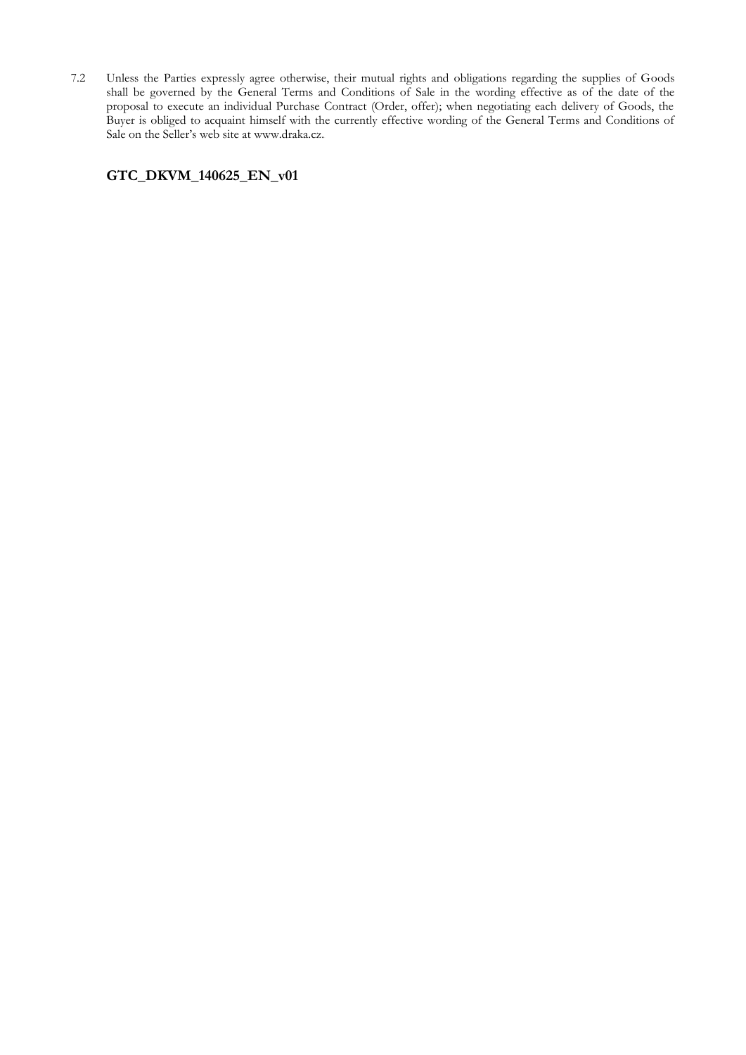7.2 Unless the Parties expressly agree otherwise, their mutual rights and obligations regarding the supplies of Goods shall be governed by the General Terms and Conditions of Sale in the wording effective as of the date of the proposal to execute an individual Purchase Contract (Order, offer); when negotiating each delivery of Goods, the Buyer is obliged to acquaint himself with the currently effective wording of the General Terms and Conditions of Sale on the Seller's web site at www.draka.cz.

**GTC_DKVM_140625_EN_v01**